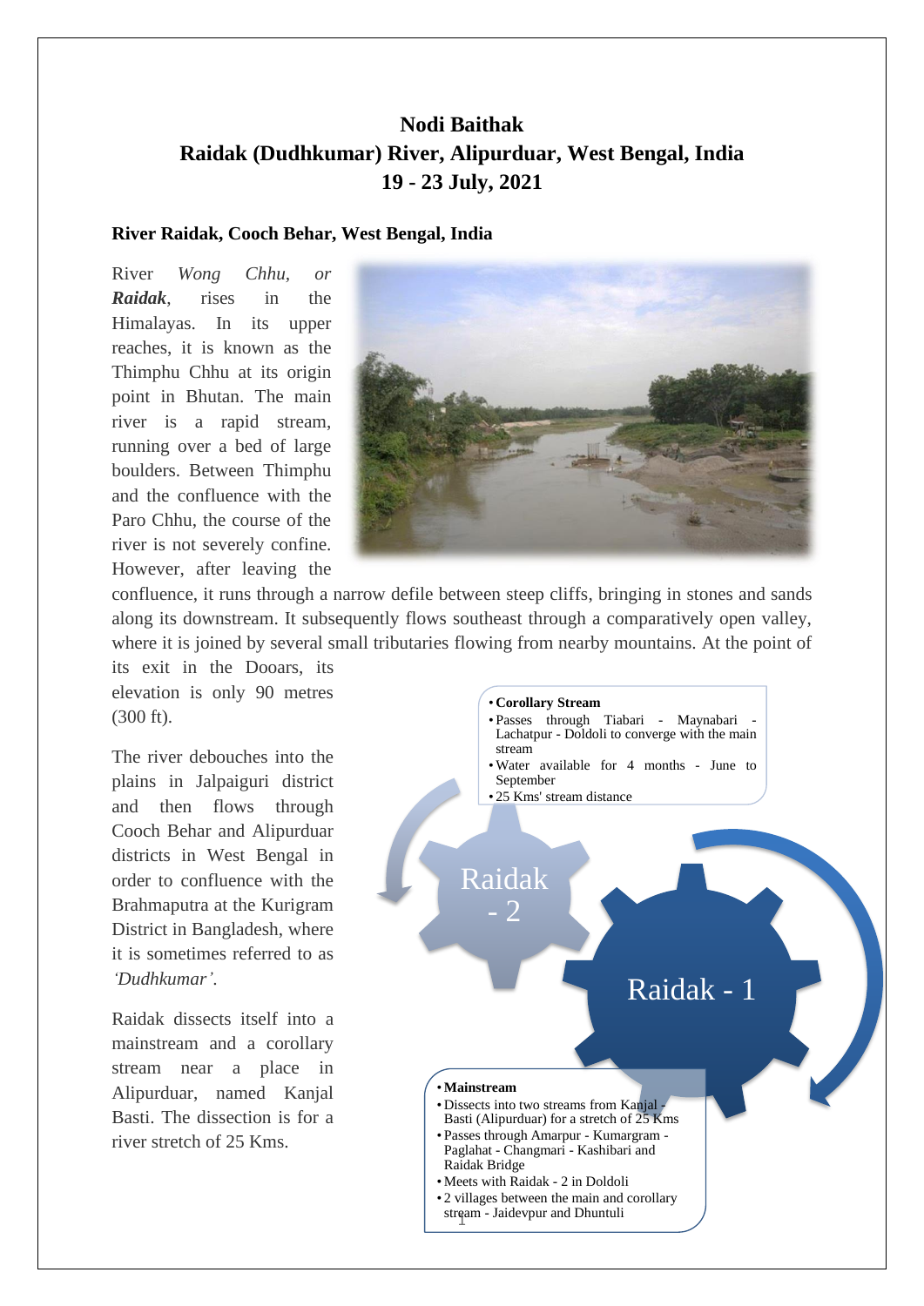# Nodi Baithak
# Raidak (Dudhkumar) River, Alipurduar, West Bengal, India
# 19 - 23 July, 2021

## River Raidak, Cooch Behar, West Bengal, India

River *Wong Chhu, or* ***Raidak***, rises in the Himalayas. In its upper reaches, it is known as the Thimphu Chhu at its origin point in Bhutan. The main river is a rapid stream, running over a bed of large boulders. Between Thimphu and the confluence with the Paro Chhu, the course of the river is not severely confine. However, after leaving the confluence, it runs through a narrow defile between steep cliffs, bringing in stones and sands along its downstream. It subsequently flows southeast through a comparatively open valley, where it is joined by several small tributaries flowing from nearby mountains. At the point of its exit in the Dooars, its elevation is only 90 metres (300 ft).

The river debouches into the plains in Jalpaiguri district and then flows through Cooch Behar and Alipurduar districts in West Bengal in order to confluence with the Brahmaputra at the Kurigram District in Bangladesh, where it is sometimes referred to as *'Dudhkumar'.*

Raidak dissects itself into a mainstream and a corollary stream near a place in Alipurduar, named Kanjal Basti. The dissection is for a river stretch of 25 Kms.

Raidak - 2

- **Corollary Stream**
- Passes through Tiabari - Maynabari - Lachatpur - Doldoli to converge with the main stream
- Water available for 4 months - June to September
- 25 Kms' stream distance

Raidak - 1

- **Mainstream**
- Dissects into two streams from Kanjal - Basti (Alipurduar) for a stretch of 25 Kms
- Passes through Amarpur - Kumargram - Paglahat - Changmari - Kashibari and Raidak Bridge
- Meets with Raidak - 2 in Doldoli
- 2 villages between the main and corollary stream - Jaidevpur and Dhuntuli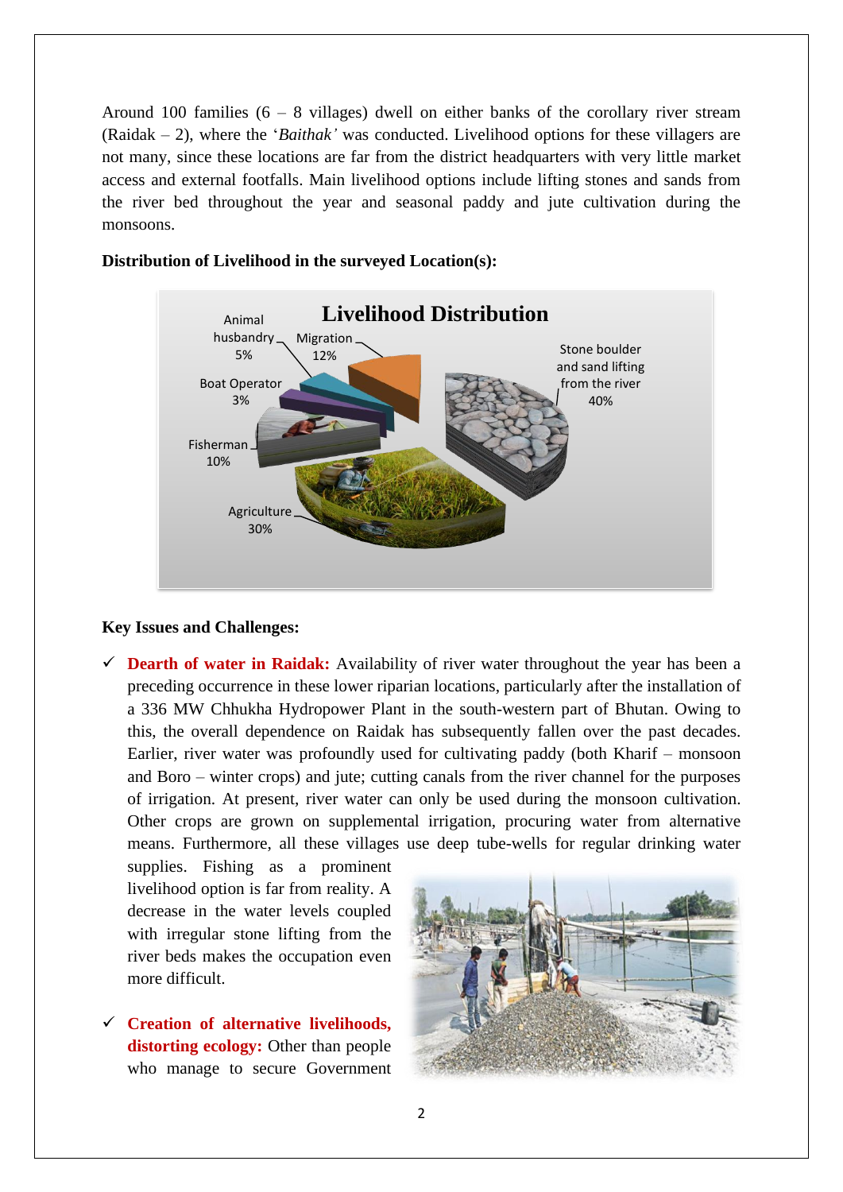Around 100 families (6 – 8 villages) dwell on either banks of the corollary river stream (Raidak – 2), where the '*Baithak'* was conducted. Livelihood options for these villagers are not many, since these locations are far from the district headquarters with very little market access and external footfalls. Main livelihood options include lifting stones and sands from the river bed throughout the year and seasonal paddy and jute cultivation during the monsoons.

**Distribution of Livelihood in the surveyed Location(s):**

Livelihood Distribution

| Livelihood | Share |
|---|---|
| Stone boulder and sand lifting from the river | 40% |
| Agriculture | 30% |
| Migration | 12% |
| Fisherman | 10% |
| Animal husbandry | 5% |
| Boat Operator | 3% |

**Key Issues and Challenges:**

- **Dearth of water in Raidak:** Availability of river water throughout the year has been a preceding occurrence in these lower riparian locations, particularly after the installation of a 336 MW Chhukha Hydropower Plant in the south-western part of Bhutan. Owing to this, the overall dependence on Raidak has subsequently fallen over the past decades. Earlier, river water was profoundly used for cultivating paddy (both Kharif – monsoon and Boro – winter crops) and jute; cutting canals from the river channel for the purposes of irrigation. At present, river water can only be used during the monsoon cultivation. Other crops are grown on supplemental irrigation, procuring water from alternative means. Furthermore, all these villages use deep tube-wells for regular drinking water supplies. Fishing as a prominent livelihood option is far from reality. A decrease in the water levels coupled with irregular stone lifting from the river beds makes the occupation even more difficult.

- **Creation of alternative livelihoods, distorting ecology:** Other than people who manage to secure Government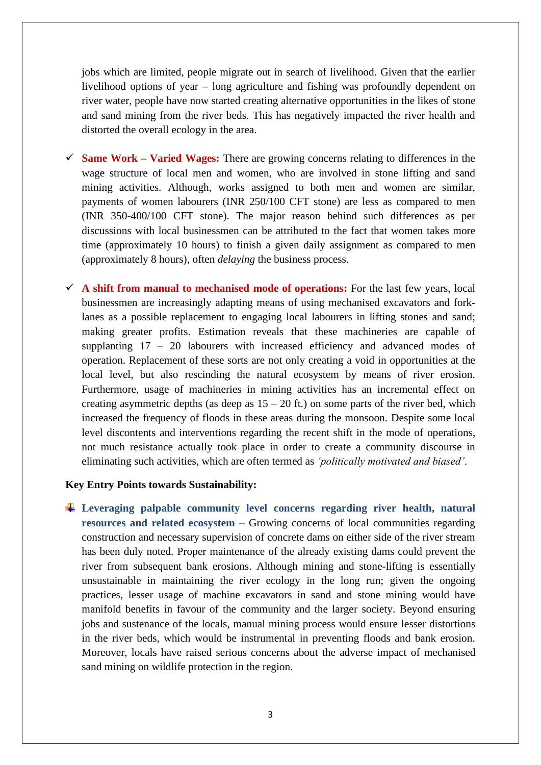jobs which are limited, people migrate out in search of livelihood. Given that the earlier livelihood options of year – long agriculture and fishing was profoundly dependent on river water, people have now started creating alternative opportunities in the likes of stone and sand mining from the river beds. This has negatively impacted the river health and distorted the overall ecology in the area.

- ✓ **Same Work – Varied Wages:** There are growing concerns relating to differences in the wage structure of local men and women, who are involved in stone lifting and sand mining activities. Although, works assigned to both men and women are similar, payments of women labourers (INR 250/100 CFT stone) are less as compared to men (INR 350-400/100 CFT stone). The major reason behind such differences as per discussions with local businessmen can be attributed to the fact that women takes more time (approximately 10 hours) to finish a given daily assignment as compared to men (approximately 8 hours), often *delaying* the business process.

- ✓ **A shift from manual to mechanised mode of operations:** For the last few years, local businessmen are increasingly adapting means of using mechanised excavators and fork-lanes as a possible replacement to engaging local labourers in lifting stones and sand; making greater profits. Estimation reveals that these machineries are capable of supplanting 17 – 20 labourers with increased efficiency and advanced modes of operation. Replacement of these sorts are not only creating a void in opportunities at the local level, but also rescinding the natural ecosystem by means of river erosion. Furthermore, usage of machineries in mining activities has an incremental effect on creating asymmetric depths (as deep as 15 – 20 ft.) on some parts of the river bed, which increased the frequency of floods in these areas during the monsoon. Despite some local level discontents and interventions regarding the recent shift in the mode of operations, not much resistance actually took place in order to create a community discourse in eliminating such activities, which are often termed as *'politically motivated and biased'*.

**Key Entry Points towards Sustainability:**

- **Leveraging palpable community level concerns regarding river health, natural resources and related ecosystem** – Growing concerns of local communities regarding construction and necessary supervision of concrete dams on either side of the river stream has been duly noted. Proper maintenance of the already existing dams could prevent the river from subsequent bank erosions. Although mining and stone-lifting is essentially unsustainable in maintaining the river ecology in the long run; given the ongoing practices, lesser usage of machine excavators in sand and stone mining would have manifold benefits in favour of the community and the larger society. Beyond ensuring jobs and sustenance of the locals, manual mining process would ensure lesser distortions in the river beds, which would be instrumental in preventing floods and bank erosion. Moreover, locals have raised serious concerns about the adverse impact of mechanised sand mining on wildlife protection in the region.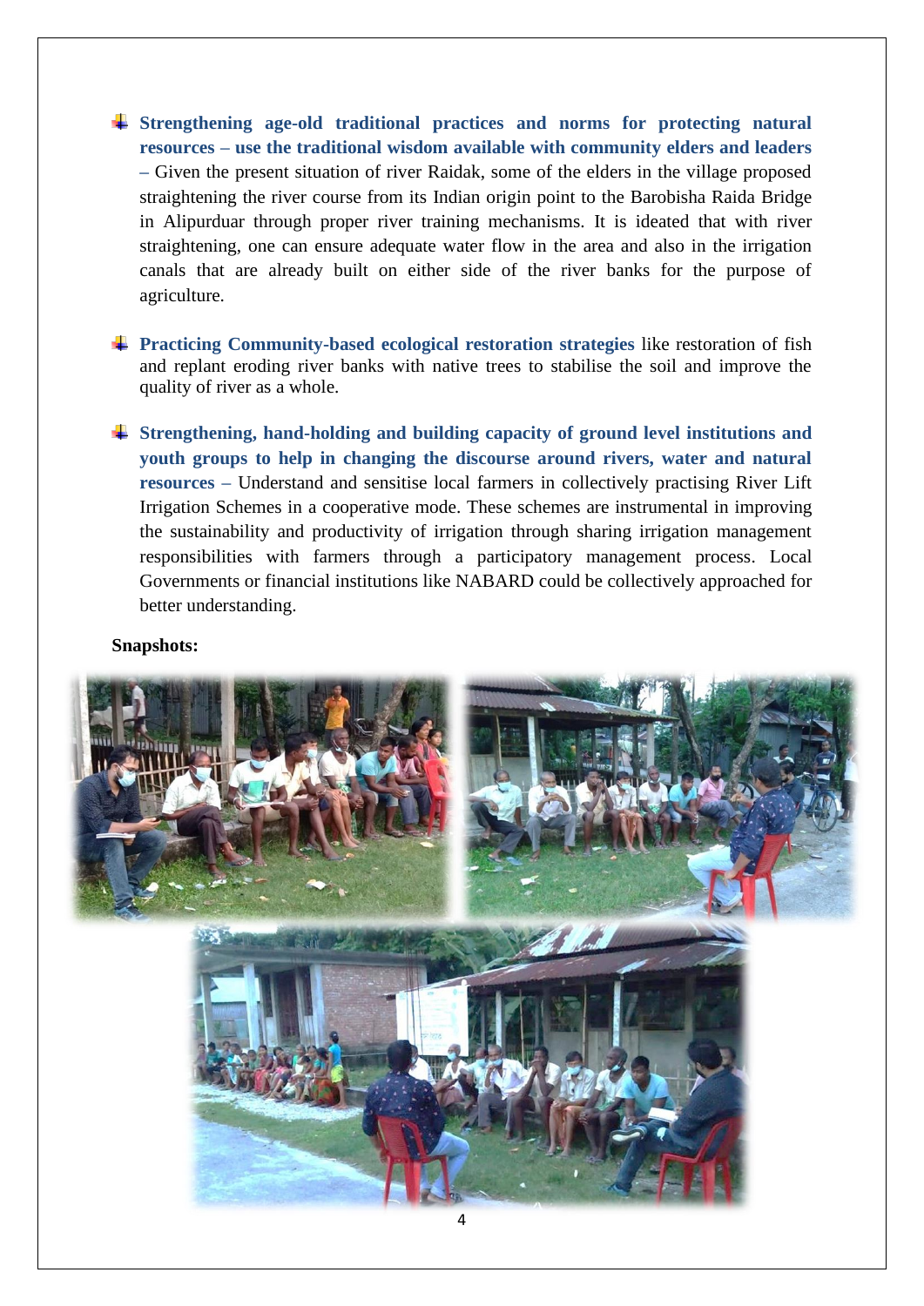- **Strengthening age-old traditional practices and norms for protecting natural resources – use the traditional wisdom available with community elders and leaders –** Given the present situation of river Raidak, some of the elders in the village proposed straightening the river course from its Indian origin point to the Barobisha Raida Bridge in Alipurduar through proper river training mechanisms. It is ideated that with river straightening, one can ensure adequate water flow in the area and also in the irrigation canals that are already built on either side of the river banks for the purpose of agriculture.

- **Practicing Community-based ecological restoration strategies** like restoration of fish and replant eroding river banks with native trees to stabilise the soil and improve the quality of river as a whole.

- **Strengthening, hand-holding and building capacity of ground level institutions and youth groups to help in changing the discourse around rivers, water and natural resources –** Understand and sensitise local farmers in collectively practising River Lift Irrigation Schemes in a cooperative mode. These schemes are instrumental in improving the sustainability and productivity of irrigation through sharing irrigation management responsibilities with farmers through a participatory management process. Local Governments or financial institutions like NABARD could be collectively approached for better understanding.

**Snapshots:**